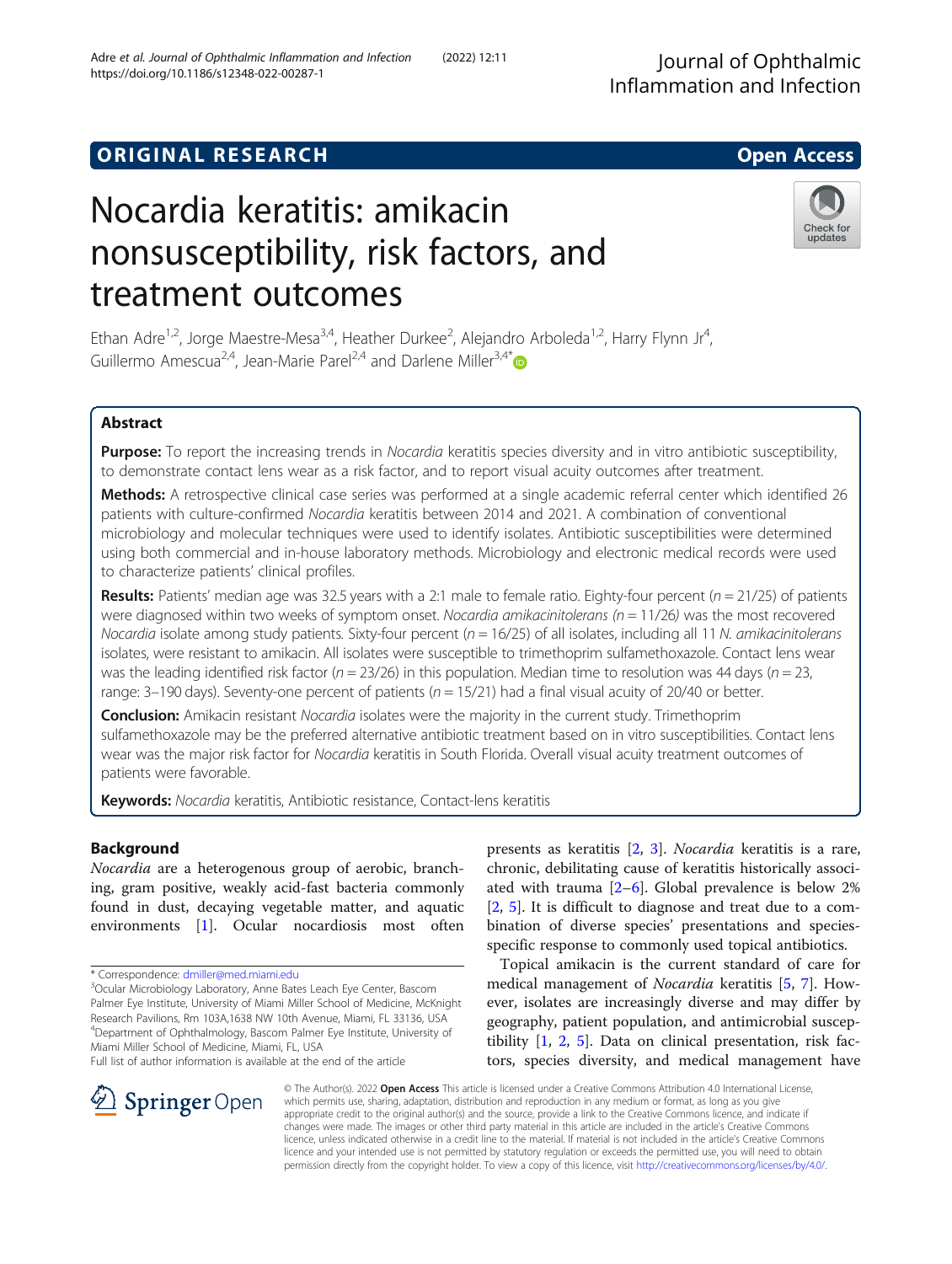ORIGINAL RESEARCH

Open Access

# Nocardia keratitis: amikacin nonsusceptibility, risk factors, and treatment outcomes

Ethan Adre[1,2], Jorge Maestre-Mesa[3,4], Heather Durkee[2], Alejandro Arboleda[1,2], Harry Flynn Jr[4], Guillermo Amescua[2,4], Jean-Marie Parel[2,4] and Darlene Miller[3,4*]

## Abstract

**Purpose:** To report the increasing trends in *Nocardia* keratitis species diversity and in vitro antibiotic susceptibility, to demonstrate contact lens wear as a risk factor, and to report visual acuity outcomes after treatment.

**Methods:** A retrospective clinical case series was performed at a single academic referral center which identified 26 patients with culture-confirmed *Nocardia* keratitis between 2014 and 2021. A combination of conventional microbiology and molecular techniques were used to identify isolates. Antibiotic susceptibilities were determined using both commercial and in-house laboratory methods. Microbiology and electronic medical records were used to characterize patients' clinical profiles.

**Results:** Patients' median age was 32.5 years with a 2:1 male to female ratio. Eighty-four percent ($n = 21/25$) of patients were diagnosed within two weeks of symptom onset. *Nocardia amikacinitolerans* ($n = 11/26$) was the most recovered *Nocardia* isolate among study patients. Sixty-four percent ($n = 16/25$) of all isolates, including all 11 *N. amikacinitolerans* isolates, were resistant to amikacin. All isolates were susceptible to trimethoprim sulfamethoxazole. Contact lens wear was the leading identified risk factor ($n = 23/26$) in this population. Median time to resolution was 44 days ($n = 23$, range: 3–190 days). Seventy-one percent of patients ($n = 15/21$) had a final visual acuity of 20/40 or better.

**Conclusion:** Amikacin resistant *Nocardia* isolates were the majority in the current study. Trimethoprim sulfamethoxazole may be the preferred alternative antibiotic treatment based on in vitro susceptibilities. Contact lens wear was the major risk factor for *Nocardia* keratitis in South Florida. Overall visual acuity treatment outcomes of patients were favorable.

**Keywords:** *Nocardia* keratitis, Antibiotic resistance, Contact-lens keratitis

## Background

*Nocardia* are a heterogenous group of aerobic, branching, gram positive, weakly acid-fast bacteria commonly found in dust, decaying vegetable matter, and aquatic environments [1]. Ocular nocardiosis most often presents as keratitis [2, 3]. *Nocardia* keratitis is a rare, chronic, debilitating cause of keratitis historically associated with trauma [2–6]. Global prevalence is below 2% [2, 5]. It is difficult to diagnose and treat due to a combination of diverse species' presentations and species-specific response to commonly used topical antibiotics.

Topical amikacin is the current standard of care for medical management of *Nocardia* keratitis [5, 7]. However, isolates are increasingly diverse and may differ by geography, patient population, and antimicrobial susceptibility [1, 2, 5]. Data on clinical presentation, risk factors, species diversity, and medical management have

* Correspondence: dmiller@med.miami.edu
[3]Ocular Microbiology Laboratory, Anne Bates Leach Eye Center, Bascom Palmer Eye Institute, University of Miami Miller School of Medicine, McKnight Research Pavilions, Rm 103A,1638 NW 10th Avenue, Miami, FL 33136, USA
[4]Department of Ophthalmology, Bascom Palmer Eye Institute, University of Miami Miller School of Medicine, Miami, FL, USA
Full list of author information is available at the end of the article

© The Author(s). 2022 **Open Access** This article is licensed under a Creative Commons Attribution 4.0 International License, which permits use, sharing, adaptation, distribution and reproduction in any medium or format, as long as you give appropriate credit to the original author(s) and the source, provide a link to the Creative Commons licence, and indicate if changes were made. The images or other third party material in this article are included in the article's Creative Commons licence, unless indicated otherwise in a credit line to the material. If material is not included in the article's Creative Commons licence and your intended use is not permitted by statutory regulation or exceeds the permitted use, you will need to obtain permission directly from the copyright holder. To view a copy of this licence, visit http://creativecommons.org/licenses/by/4.0/.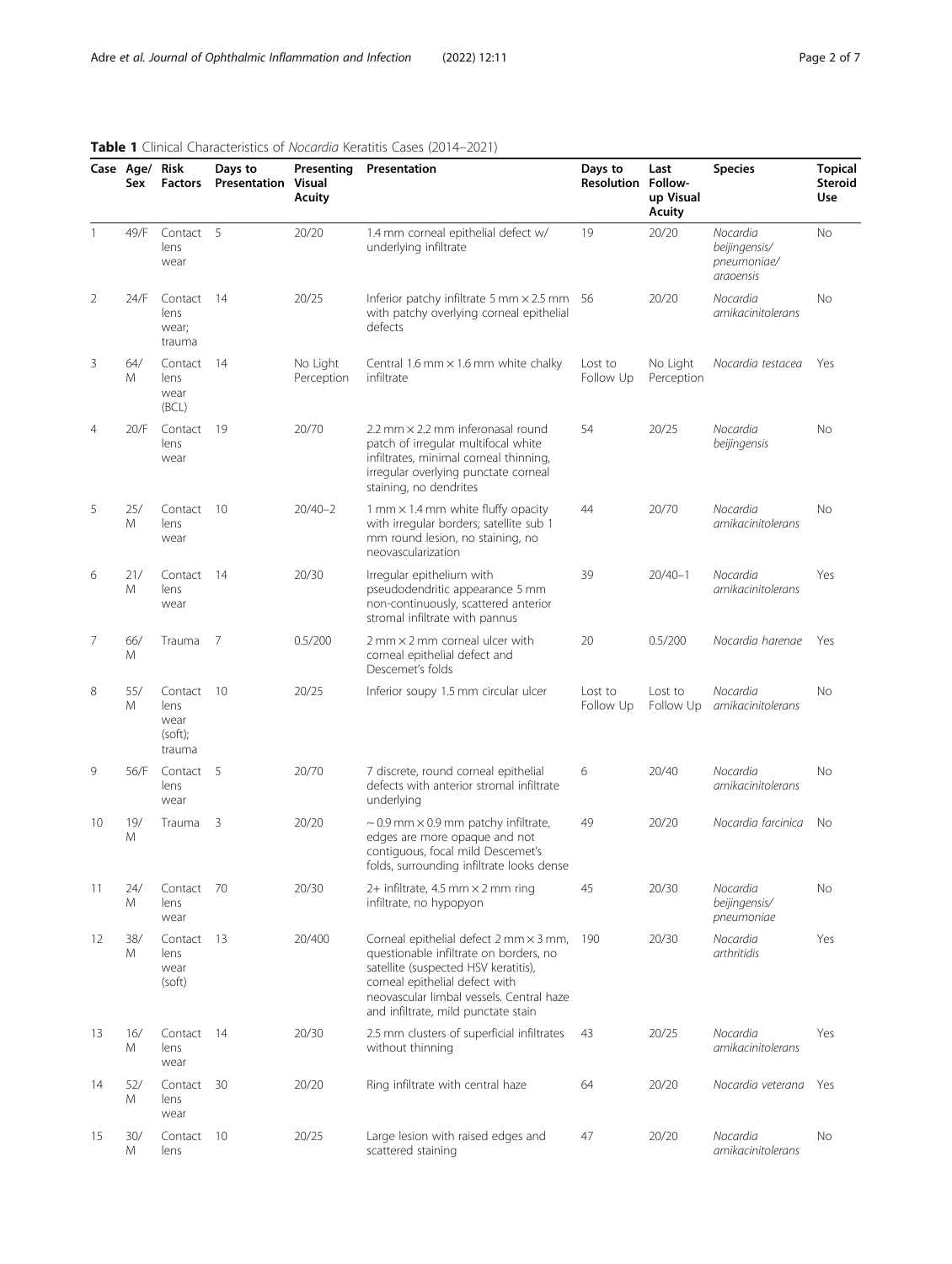**Table 1** Clinical Characteristics of *Nocardia* Keratitis Cases (2014–2021)

| Case | Age/ Sex | Risk Factors | Days to Presentation | Presenting Visual Acuity | Presentation | Days to Resolution | Last Follow-up Visual Acuity | Species | Topical Steroid Use |
|---|---|---|---|---|---|---|---|---|---|
| 1 | 49/F | Contact lens wear | 5 | 20/20 | 1.4 mm corneal epithelial defect w/ underlying infiltrate | 19 | 20/20 | *Nocardia beijingensis/ pneumoniae/ araoensis* | No |
| 2 | 24/F | Contact lens wear; trauma | 14 | 20/25 | Inferior patchy infiltrate 5 mm × 2.5 mm with patchy overlying corneal epithelial defects | 56 | 20/20 | *Nocardia amikacinitolerans* | No |
| 3 | 64/ M | Contact lens wear (BCL) | 14 | No Light Perception | Central 1.6 mm × 1.6 mm white chalky infiltrate | Lost to Follow Up | No Light Perception | *Nocardia testacea* | Yes |
| 4 | 20/F | Contact lens wear | 19 | 20/70 | 2.2 mm × 2.2 mm inferonasal round patch of irregular multifocal white infiltrates, minimal corneal thinning, irregular overlying punctate corneal staining, no dendrites | 54 | 20/25 | *Nocardia beijingensis* | No |
| 5 | 25/ M | Contact lens wear | 10 | 20/40–2 | 1 mm × 1.4 mm white fluffy opacity with irregular borders; satellite sub 1 mm round lesion, no staining, no neovascularization | 44 | 20/70 | *Nocardia amikacinitolerans* | No |
| 6 | 21/ M | Contact lens wear | 14 | 20/30 | Irregular epithelium with pseudodendritic appearance 5 mm non-continuously, scattered anterior stromal infiltrate with pannus | 39 | 20/40–1 | *Nocardia amikacinitolerans* | Yes |
| 7 | 66/ M | Trauma | 7 | 0.5/200 | 2 mm × 2 mm corneal ulcer with corneal epithelial defect and Descemet's folds | 20 | 0.5/200 | *Nocardia harenae* | Yes |
| 8 | 55/ M | Contact lens wear (soft); trauma | 10 | 20/25 | Inferior soupy 1.5 mm circular ulcer | Lost to Follow Up | Lost to Follow Up | *Nocardia amikacinitolerans* | No |
| 9 | 56/F | Contact lens wear | 5 | 20/70 | 7 discrete, round corneal epithelial defects with anterior stromal infiltrate underlying | 6 | 20/40 | *Nocardia amikacinitolerans* | No |
| 10 | 19/ M | Trauma | 3 | 20/20 | ~ 0.9 mm × 0.9 mm patchy infiltrate, edges are more opaque and not contiguous, focal mild Descemet's folds, surrounding infiltrate looks dense | 49 | 20/20 | *Nocardia farcinica* | No |
| 11 | 24/ M | Contact lens wear | 70 | 20/30 | 2+ infiltrate, 4.5 mm × 2 mm ring infiltrate, no hypopyon | 45 | 20/30 | *Nocardia beijingensis/ pneumoniae* | No |
| 12 | 38/ M | Contact lens wear (soft) | 13 | 20/400 | Corneal epithelial defect 2 mm × 3 mm, questionable infiltrate on borders, no satellite (suspected HSV keratitis), corneal epithelial defect with neovascular limbal vessels. Central haze and infiltrate, mild punctate stain | 190 | 20/30 | *Nocardia arthritidis* | Yes |
| 13 | 16/ M | Contact lens wear | 14 | 20/30 | 2.5 mm clusters of superficial infiltrates without thinning | 43 | 20/25 | *Nocardia amikacinitolerans* | Yes |
| 14 | 52/ M | Contact lens wear | 30 | 20/20 | Ring infiltrate with central haze | 64 | 20/20 | *Nocardia veterana* | Yes |
| 15 | 30/ M | Contact lens | 10 | 20/25 | Large lesion with raised edges and scattered staining | 47 | 20/20 | *Nocardia amikacinitolerans* | No |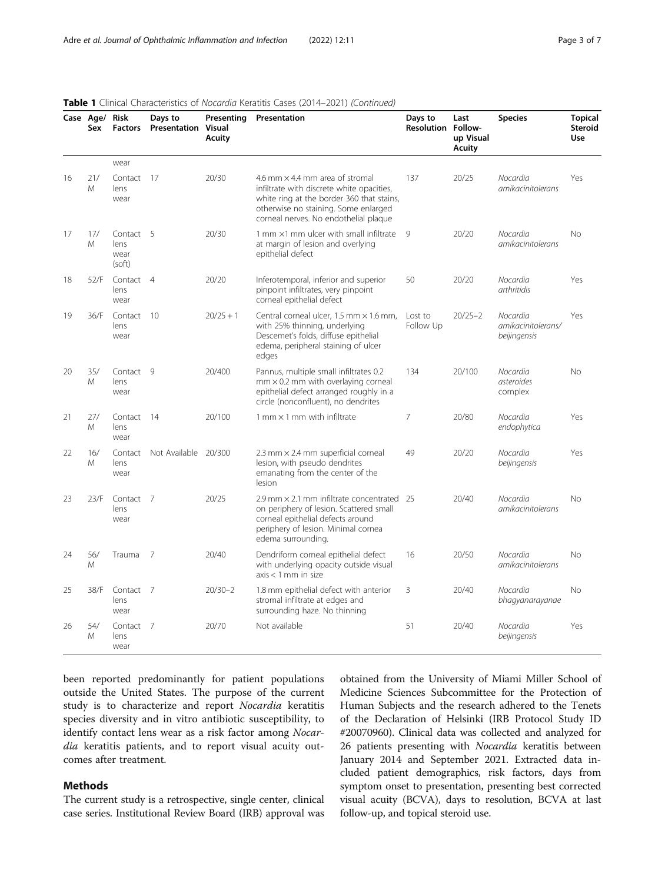**Table 1** Clinical Characteristics of *Nocardia* Keratitis Cases (2014–2021) *(Continued)*

| Case | Age/ Sex | Risk Factors | Days to Presentation | Presenting Visual Acuity | Presentation | Days to Resolution | Last Follow-up Visual Acuity | Species | Topical Steroid Use |
|---|---|---|---|---|---|---|---|---|---|
| | | wear | | | | | | | |
| 16 | 21/ M | Contact lens wear | 17 | 20/30 | 4.6 mm × 4.4 mm area of stromal infiltrate with discrete white opacities, white ring at the border 360 that stains, otherwise no staining. Some enlarged corneal nerves. No endothelial plaque | 137 | 20/25 | *Nocardia amikacinitolerans* | Yes |
| 17 | 17/ M | Contact lens wear (soft) | 5 | 20/30 | 1 mm ×1 mm ulcer with small infiltrate at margin of lesion and overlying epithelial defect | 9 | 20/20 | *Nocardia amikacinitolerans* | No |
| 18 | 52/F | Contact lens wear | 4 | 20/20 | Inferotemporal, inferior and superior pinpoint infiltrates, very pinpoint corneal epithelial defect | 50 | 20/20 | *Nocardia arthritidis* | Yes |
| 19 | 36/F | Contact lens wear | 10 | 20/25 + 1 | Central corneal ulcer, 1.5 mm × 1.6 mm, with 25% thinning, underlying Descemet's folds, diffuse epithelial edema, peripheral staining of ulcer edges | Lost to Follow Up | 20/25−2 | *Nocardia amikacinitolerans/ beijingensis* | Yes |
| 20 | 35/ M | Contact lens wear | 9 | 20/400 | Pannus, multiple small infiltrates 0.2 mm × 0.2 mm with overlaying corneal epithelial defect arranged roughly in a circle (nonconfluent), no dendrites | 134 | 20/100 | *Nocardia asteroides* complex | No |
| 21 | 27/ M | Contact lens wear | 14 | 20/100 | 1 mm × 1 mm with infiltrate | 7 | 20/80 | *Nocardia endophytica* | Yes |
| 22 | 16/ M | Contact lens wear | Not Available | 20/300 | 2.3 mm × 2.4 mm superficial corneal lesion, with pseudo dendrites emanating from the center of the lesion | 49 | 20/20 | *Nocardia beijingensis* | Yes |
| 23 | 23/F | Contact lens wear | 7 | 20/25 | 2.9 mm × 2.1 mm infiltrate concentrated on periphery of lesion. Scattered small corneal epithelial defects around periphery of lesion. Minimal cornea edema surrounding. | 25 | 20/40 | *Nocardia amikacinitolerans* | No |
| 24 | 56/ M | Trauma | 7 | 20/40 | Dendriform corneal epithelial defect with underlying opacity outside visual axis < 1 mm in size | 16 | 20/50 | *Nocardia amikacinitolerans* | No |
| 25 | 38/F | Contact lens wear | 7 | 20/30−2 | 1.8 mm epithelial defect with anterior stromal infiltrate at edges and surrounding haze. No thinning | 3 | 20/40 | *Nocardia bhagyanarayanae* | No |
| 26 | 54/ M | Contact lens wear | 7 | 20/70 | Not available | 51 | 20/40 | *Nocardia beijingensis* | Yes |

been reported predominantly for patient populations outside the United States. The purpose of the current study is to characterize and report *Nocardia* keratitis species diversity and in vitro antibiotic susceptibility, to identify contact lens wear as a risk factor among *Nocardia* keratitis patients, and to report visual acuity outcomes after treatment.

## Methods

The current study is a retrospective, single center, clinical case series. Institutional Review Board (IRB) approval was obtained from the University of Miami Miller School of Medicine Sciences Subcommittee for the Protection of Human Subjects and the research adhered to the Tenets of the Declaration of Helsinki (IRB Protocol Study ID #20070960). Clinical data was collected and analyzed for 26 patients presenting with *Nocardia* keratitis between January 2014 and September 2021. Extracted data included patient demographics, risk factors, days from symptom onset to presentation, presenting best corrected visual acuity (BCVA), days to resolution, BCVA at last follow-up, and topical steroid use.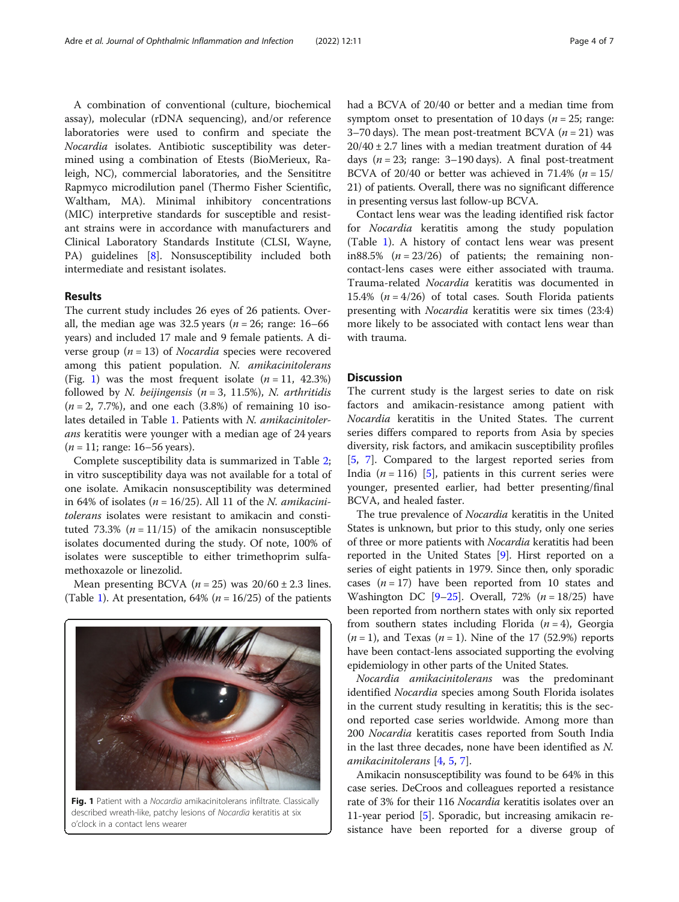A combination of conventional (culture, biochemical assay), molecular (rDNA sequencing), and/or reference laboratories were used to confirm and speciate the *Nocardia* isolates. Antibiotic susceptibility was determined using a combination of Etests (BioMerieux, Raleigh, NC), commercial laboratories, and the Sensititre Rapmyco microdilution panel (Thermo Fisher Scientific, Waltham, MA). Minimal inhibitory concentrations (MIC) interpretive standards for susceptible and resistant strains were in accordance with manufacturers and Clinical Laboratory Standards Institute (CLSI, Wayne, PA) guidelines [8]. Nonsusceptibility included both intermediate and resistant isolates.

## Results

The current study includes 26 eyes of 26 patients. Overall, the median age was 32.5 years ($n = 26$; range: 16–66 years) and included 17 male and 9 female patients. A diverse group ($n = 13$) of *Nocardia* species were recovered among this patient population. *N. amikacinitolerans* (Fig. 1) was the most frequent isolate ($n = 11$, 42.3%) followed by *N. beijingensis* ($n = 3$, 11.5%), *N. arthritidis* ($n = 2$, 7.7%), and one each (3.8%) of remaining 10 isolates detailed in Table 1. Patients with *N. amikacinitolerans* keratitis were younger with a median age of 24 years ($n = 11$; range: 16–56 years).

Complete susceptibility data is summarized in Table 2; in vitro susceptibility daya was not available for a total of one isolate. Amikacin nonsusceptibility was determined in 64% of isolates ($n = 16/25$). All 11 of the *N. amikacinitolerans* isolates were resistant to amikacin and constituted 73.3% ($n = 11/15$) of the amikacin nonsusceptible isolates documented during the study. Of note, 100% of isolates were susceptible to either trimethoprim sulfamethoxazole or linezolid.

Mean presenting BCVA ($n = 25$) was 20/60 ± 2.3 lines. (Table 1). At presentation, 64% ($n = 16/25$) of the patients

Fig. 1 Patient with a *Nocardia* amikacinitolerans infiltrate. Classically described wreath-like, patchy lesions of *Nocardia* keratitis at six o'clock in a contact lens wearer

had a BCVA of 20/40 or better and a median time from symptom onset to presentation of 10 days ($n = 25$; range: 3–70 days). The mean post-treatment BCVA ($n = 21$) was 20/40 ± 2.7 lines with a median treatment duration of 44 days ($n = 23$; range: 3–190 days). A final post-treatment BCVA of 20/40 or better was achieved in 71.4% ($n = 15/21$) of patients. Overall, there was no significant difference in presenting versus last follow-up BCVA.

Contact lens wear was the leading identified risk factor for *Nocardia* keratitis among the study population (Table 1). A history of contact lens wear was present in88.5% ($n = 23/26$) of patients; the remaining non-contact-lens cases were either associated with trauma. Trauma-related *Nocardia* keratitis was documented in 15.4% ($n = 4/26$) of total cases. South Florida patients presenting with *Nocardia* keratitis were six times (23:4) more likely to be associated with contact lens wear than with trauma.

## Discussion

The current study is the largest series to date on risk factors and amikacin-resistance among patient with *Nocardia* keratitis in the United States. The current series differs compared to reports from Asia by species diversity, risk factors, and amikacin susceptibility profiles [5, 7]. Compared to the largest reported series from India ($n = 116$) [5], patients in this current series were younger, presented earlier, had better presenting/final BCVA, and healed faster.

The true prevalence of *Nocardia* keratitis in the United States is unknown, but prior to this study, only one series of three or more patients with *Nocardia* keratitis had been reported in the United States [9]. Hirst reported on a series of eight patients in 1979. Since then, only sporadic cases ($n = 17$) have been reported from 10 states and Washington DC [9–25]. Overall, 72% ($n = 18/25$) have been reported from northern states with only six reported from southern states including Florida ($n = 4$), Georgia ($n = 1$), and Texas ($n = 1$). Nine of the 17 (52.9%) reports have been contact-lens associated supporting the evolving epidemiology in other parts of the United States.

*Nocardia amikacinitolerans* was the predominant identified *Nocardia* species among South Florida isolates in the current study resulting in keratitis; this is the second reported case series worldwide. Among more than 200 *Nocardia* keratitis cases reported from South India in the last three decades, none have been identified as *N. amikacinitolerans* [4, 5, 7].

Amikacin nonsusceptibility was found to be 64% in this case series. DeCroos and colleagues reported a resistance rate of 3% for their 116 *Nocardia* keratitis isolates over an 11-year period [5]. Sporadic, but increasing amikacin resistance have been reported for a diverse group of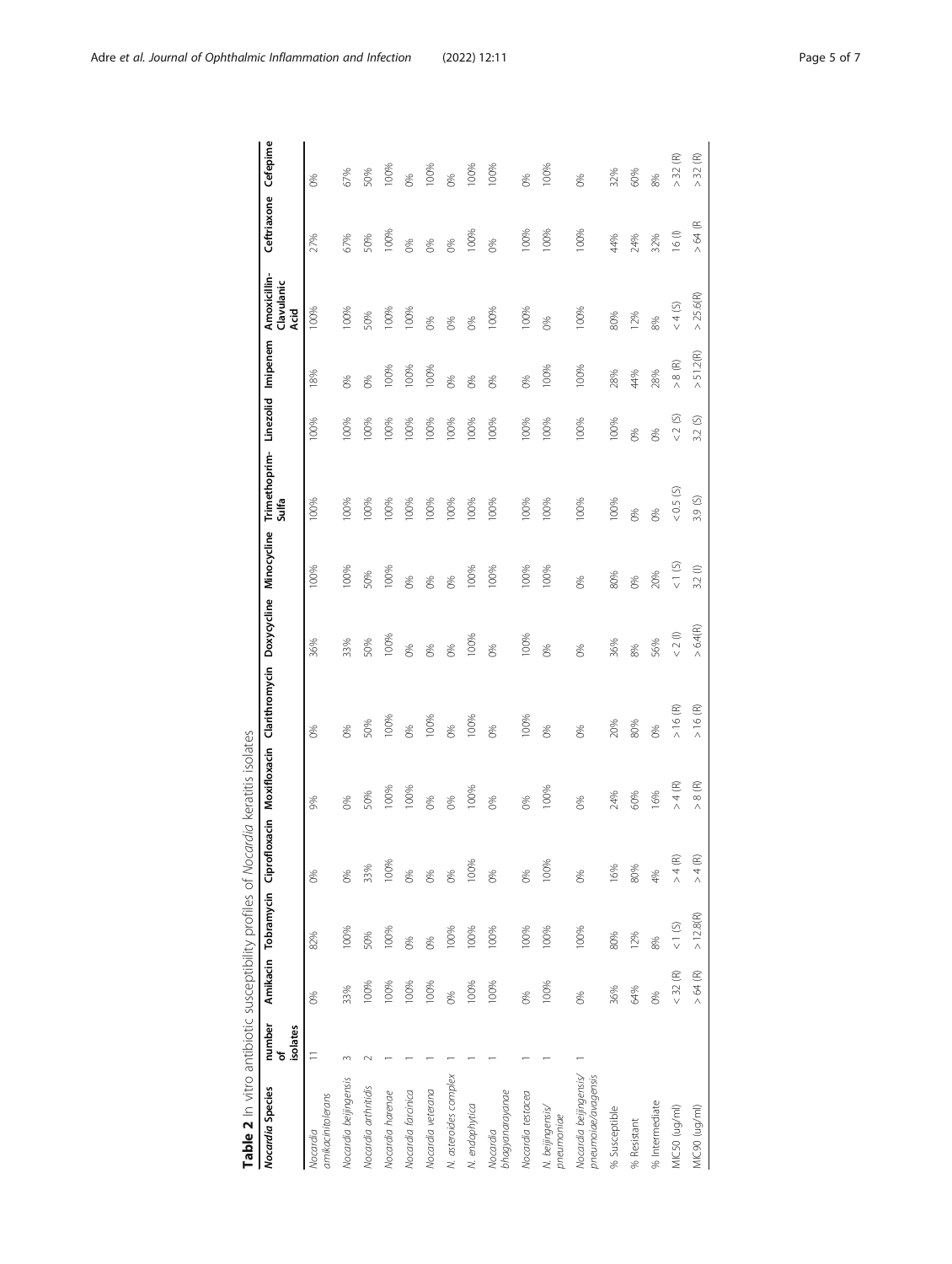**Table 2** In vitro antibiotic susceptibility profiles of *Nocardia* keratitis isolates

| *Nocardia* Species | number of isolates | Amikacin | Tobramycin | Ciprofloxacin | Moxifloxacin | Clarithromycin | Doxycycline | Minocycline | Trimethoprim-Sulfa | Linezolid | Imipenem | Amoxicillin-Clavulanic Acid | Ceftriaxone | Cefepime |
|---|---|---|---|---|---|---|---|---|---|---|---|---|---|---|
| *Nocardia amikacinitolerans* | 11 | 0% | 82% | 0% | 9% | 0% | 36% | 100% | 100% | 100% | 18% | 100% | 27% | 0% |
| *Nocardia beijingensis* | 3 | 33% | 100% | 0% | 0% | 0% | 33% | 100% | 100% | 100% | 0% | 100% | 67% | 67% |
| *Nocardia arthritidis* | 2 | 100% | 50% | 33% | 50% | 50% | 50% | 50% | 100% | 100% | 0% | 50% | 50% | 50% |
| *Nocardia harenae* | 1 | 100% | 100% | 100% | 100% | 100% | 100% | 100% | 100% | 100% | 100% | 100% | 100% | 100% |
| *Nocardia farcinica* | 1 | 100% | 0% | 0% | 100% | 0% | 0% | 0% | 100% | 100% | 100% | 100% | 0% | 0% |
| *Nocardia veterana* | 1 | 100% | 0% | 0% | 0% | 100% | 0% | 0% | 100% | 100% | 100% | 0% | 0% | 100% |
| *N. asteroides complex* | 1 | 0% | 100% | 0% | 0% | 0% | 0% | 0% | 100% | 100% | 0% | 0% | 0% | 0% |
| *N. endophytica* | 1 | 100% | 100% | 100% | 100% | 100% | 100% | 100% | 100% | 100% | 0% | 0% | 100% | 100% |
| *Nocardia bhagyanarayanae* | 1 | 100% | 100% | 0% | 0% | 0% | 0% | 100% | 100% | 100% | 0% | 100% | 0% | 100% |
| *Nocardia testacea* | 1 | 0% | 100% | 0% | 0% | 100% | 100% | 100% | 100% | 100% | 0% | 100% | 100% | 0% |
| *N. beijingensis/ pneumoniae* | 1 | 100% | 100% | 100% | 100% | 0% | 0% | 100% | 100% | 100% | 100% | 0% | 100% | 100% |
| *Nocardia beijingensis/ pneumoniae/avagensis* | 1 | 0% | 100% | 0% | 0% | 0% | 0% | 0% | 100% | 100% | 100% | 100% | 100% | 0% |
| % Susceptible | | 36% | 80% | 16% | 24% | 20% | 36% | 80% | 100% | 100% | 28% | 80% | 44% | 32% |
| % Resistant | | 64% | 12% | 80% | 60% | 80% | 8% | 0% | 0% | 0% | 44% | 12% | 24% | 60% |
| % Intermediate | | 0% | 8% | 4% | 16% | 0% | 56% | 20% | 0% | 0% | 28% | 8% | 32% | 8% |
| MIC50 (ug/ml) | | < 32 (R) | < 1 (S) | > 4 (R) | > 4 (R) | > 16 (R) | < 2 (I) | < 1 (S) | < 0.5 (S) | < 2 (S) | > 8 (R) | < 4 (S) | 16 (I) | > 32 (R) |
| MIC90 (ug/ml) | | > 64 (R) | > 12.8(R) | > 4 (R) | > 8 (R) | > 16 (R) | > 6.4(R) | 3.2 (I) | 3.9 (S) | 3.2 (S) | > 51.2(R) | > 25.6(R) | > 64 (R | > 32 (R) |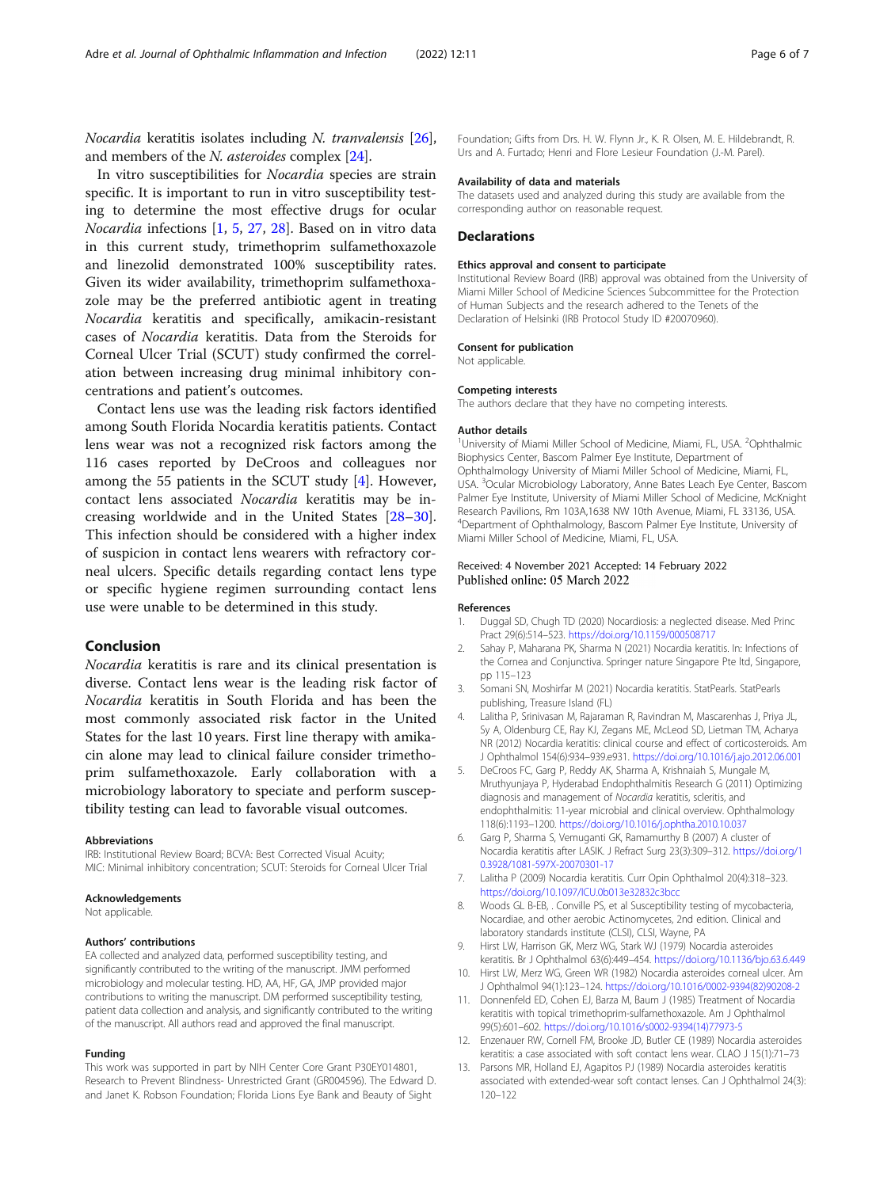*Nocardia* keratitis isolates including *N. tranvalensis* [26], and members of the *N. asteroides* complex [24].

In vitro susceptibilities for *Nocardia* species are strain specific. It is important to run in vitro susceptibility testing to determine the most effective drugs for ocular *Nocardia* infections [1, 5, 27, 28]. Based on in vitro data in this current study, trimethoprim sulfamethoxazole and linezolid demonstrated 100% susceptibility rates. Given its wider availability, trimethoprim sulfamethoxazole may be the preferred antibiotic agent in treating *Nocardia* keratitis and specifically, amikacin-resistant cases of *Nocardia* keratitis. Data from the Steroids for Corneal Ulcer Trial (SCUT) study confirmed the correlation between increasing drug minimal inhibitory concentrations and patient's outcomes.

Contact lens use was the leading risk factors identified among South Florida Nocardia keratitis patients. Contact lens wear was not a recognized risk factors among the 116 cases reported by DeCroos and colleagues nor among the 55 patients in the SCUT study [4]. However, contact lens associated *Nocardia* keratitis may be increasing worldwide and in the United States [28–30]. This infection should be considered with a higher index of suspicion in contact lens wearers with refractory corneal ulcers. Specific details regarding contact lens type or specific hygiene regimen surrounding contact lens use were unable to be determined in this study.

## Conclusion

*Nocardia* keratitis is rare and its clinical presentation is diverse. Contact lens wear is the leading risk factor of *Nocardia* keratitis in South Florida and has been the most commonly associated risk factor in the United States for the last 10 years. First line therapy with amikacin alone may lead to clinical failure consider trimethoprim sulfamethoxazole. Early collaboration with a microbiology laboratory to speciate and perform susceptibility testing can lead to favorable visual outcomes.

#### Abbreviations

IRB: Institutional Review Board; BCVA: Best Corrected Visual Acuity; MIC: Minimal inhibitory concentration; SCUT: Steroids for Corneal Ulcer Trial

#### Acknowledgements

Not applicable.

#### Authors' contributions

EA collected and analyzed data, performed susceptibility testing, and significantly contributed to the writing of the manuscript. JMM performed microbiology and molecular testing. HD, AA, HF, GA, JMP provided major contributions to writing the manuscript. DM performed susceptibility testing, patient data collection and analysis, and significantly contributed to the writing of the manuscript. All authors read and approved the final manuscript.

#### Funding

This work was supported in part by NIH Center Core Grant P30EY014801, Research to Prevent Blindness- Unrestricted Grant (GR004596). The Edward D. and Janet K. Robson Foundation; Florida Lions Eye Bank and Beauty of Sight Foundation; Gifts from Drs. H. W. Flynn Jr., K. R. Olsen, M. E. Hildebrandt, R. Urs and A. Furtado; Henri and Flore Lesieur Foundation (J.-M. Parel).

#### Availability of data and materials

The datasets used and analyzed during this study are available from the corresponding author on reasonable request.

## Declarations

#### Ethics approval and consent to participate

Institutional Review Board (IRB) approval was obtained from the University of Miami Miller School of Medicine Sciences Subcommittee for the Protection of Human Subjects and the research adhered to the Tenets of the Declaration of Helsinki (IRB Protocol Study ID #20070960).

#### Consent for publication

Not applicable.

#### Competing interests

The authors declare that they have no competing interests.

#### Author details

[1]University of Miami Miller School of Medicine, Miami, FL, USA. [2]Ophthalmic Biophysics Center, Bascom Palmer Eye Institute, Department of Ophthalmology University of Miami Miller School of Medicine, Miami, FL, USA. [3]Ocular Microbiology Laboratory, Anne Bates Leach Eye Center, Bascom Palmer Eye Institute, University of Miami Miller School of Medicine, McKnight Research Pavilions, Rm 103A,1638 NW 10th Avenue, Miami, FL 33136, USA. [4]Department of Ophthalmology, Bascom Palmer Eye Institute, University of Miami Miller School of Medicine, Miami, FL, USA.

Received: 4 November 2021 Accepted: 14 February 2022
Published online: 05 March 2022

#### References

1. Duggal SD, Chugh TD (2020) Nocardiosis: a neglected disease. Med Princ Pract 29(6):514–523. https://doi.org/10.1159/000508717
2. Sahay P, Maharana PK, Sharma N (2021) Nocardia keratitis. In: Infections of the Cornea and Conjunctiva. Springer nature Singapore Pte ltd, Singapore, pp 115–123
3. Somani SN, Moshirfar M (2021) Nocardia keratitis. StatPearls. StatPearls publishing, Treasure Island (FL)
4. Lalitha P, Srinivasan M, Rajaraman R, Ravindran M, Mascarenhas J, Priya JL, Sy A, Oldenburg CE, Ray KJ, Zegans ME, McLeod SD, Lietman TM, Acharya NR (2012) Nocardia keratitis: clinical course and effect of corticosteroids. Am J Ophthalmol 154(6):934–939.e931. https://doi.org/10.1016/j.ajo.2012.06.001
5. DeCroos FC, Garg P, Reddy AK, Sharma A, Krishnaiah S, Mungale M, Mruthyunjaya P, Hyderabad Endophthalmitis Research G (2011) Optimizing diagnosis and management of *Nocardia* keratitis, scleritis, and endophthalmitis: 11-year microbial and clinical overview. Ophthalmology 118(6):1193–1200. https://doi.org/10.1016/j.ophtha.2010.10.037
6. Garg P, Sharma S, Vemuganti GK, Ramamurthy B (2007) A cluster of Nocardia keratitis after LASIK. J Refract Surg 23(3):309–312. https://doi.org/10.3928/1081-597X-20070301-17
7. Lalitha P (2009) Nocardia keratitis. Curr Opin Ophthalmol 20(4):318–323. https://doi.org/10.1097/ICU.0b013e32832c3bcc
8. Woods GL B-EB, . Conville PS, et al Susceptibility testing of mycobacteria, Nocardiae, and other aerobic Actinomycetes, 2nd edition. Clinical and laboratory standards institute (CLSI), CLSI, Wayne, PA
9. Hirst LW, Harrison GK, Merz WG, Stark WJ (1979) Nocardia asteroides keratitis. Br J Ophthalmol 63(6):449–454. https://doi.org/10.1136/bjo.63.6.449
10. Hirst LW, Merz WG, Green WR (1982) Nocardia asteroides corneal ulcer. Am J Ophthalmol 94(1):123–124. https://doi.org/10.1016/0002-9394(82)90208-2
11. Donnenfeld ED, Cohen EJ, Barza M, Baum J (1985) Treatment of Nocardia keratitis with topical trimethoprim-sulfamethoxazole. Am J Ophthalmol 99(5):601–602. https://doi.org/10.1016/s0002-9394(14)77973-5
12. Enzenauer RW, Cornell FM, Brooke JD, Butler CE (1989) Nocardia asteroides keratitis: a case associated with soft contact lens wear. CLAO J 15(1):71–73
13. Parsons MR, Holland EJ, Agapitos PJ (1989) Nocardia asteroides keratitis associated with extended-wear soft contact lenses. Can J Ophthalmol 24(3):120–122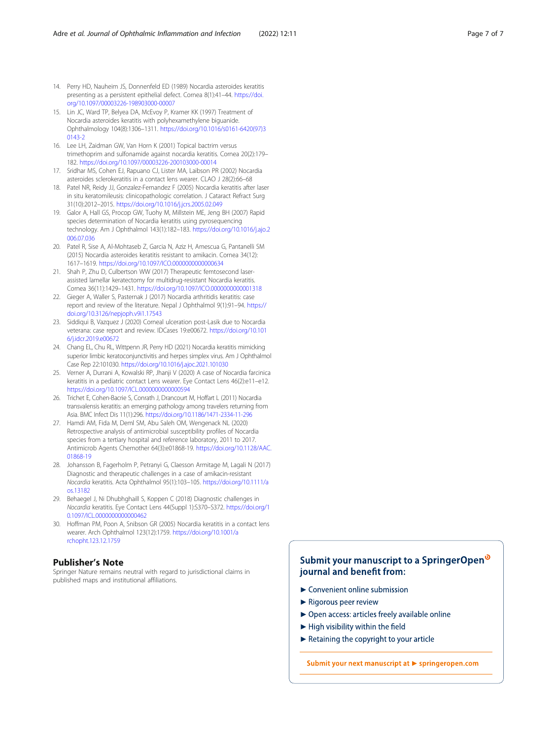14. Perry HD, Nauheim JS, Donnenfeld ED (1989) Nocardia asteroides keratitis presenting as a persistent epithelial defect. Cornea 8(1):41–44. https://doi.org/10.1097/00003226-198903000-00007
15. Lin JC, Ward TP, Belyea DA, McEvoy P, Kramer KK (1997) Treatment of Nocardia asteroides keratitis with polyhexamethylene biguanide. Ophthalmology 104(8):1306–1311. https://doi.org/10.1016/s0161-6420(97)30143-2
16. Lee LH, Zaidman GW, Van Horn K (2001) Topical bactrim versus trimethoprim and sulfonamide against nocardia keratitis. Cornea 20(2):179–182. https://doi.org/10.1097/00003226-200103000-00014
17. Sridhar MS, Cohen EJ, Rapuano CJ, Lister MA, Laibson PR (2002) Nocardia asteroides sclerokeratitis in a contact lens wearer. CLAO J 28(2):66–68
18. Patel NR, Reidy JJ, Gonzalez-Fernandez F (2005) Nocardia keratitis after laser in situ keratomileusis: clinicopathologic correlation. J Cataract Refract Surg 31(10):2012–2015. https://doi.org/10.1016/j.jcrs.2005.02.049
19. Galor A, Hall GS, Procop GW, Tuohy M, Millstein ME, Jeng BH (2007) Rapid species determination of Nocardia keratitis using pyrosequencing technology. Am J Ophthalmol 143(1):182–183. https://doi.org/10.1016/j.ajo.2006.07.036
20. Patel R, Sise A, Al-Mohtaseb Z, Garcia N, Aziz H, Amescua G, Pantanelli SM (2015) Nocardia asteroides keratitis resistant to amikacin. Cornea 34(12):1617–1619. https://doi.org/10.1097/ICO.0000000000000634
21. Shah P, Zhu D, Culbertson WW (2017) Therapeutic femtosecond laser-assisted lamellar keratectomy for multidrug-resistant Nocardia keratitis. Cornea 36(11):1429–1431. https://doi.org/10.1097/ICO.0000000000001318
22. Gieger A, Waller S, Pasternak J (2017) Nocardia arthritidis keratitis: case report and review of the literature. Nepal J Ophthalmol 9(1):91–94. https://doi.org/10.3126/nepjoph.v9i1.17543
23. Siddiqui B, Vazquez J (2020) Corneal ulceration post-Lasik due to Nocardia veterana: case report and review. IDCases 19:e00672. https://doi.org/10.1016/j.idcr.2019.e00672
24. Chang EL, Chu RL, Wittpenn JR, Perry HD (2021) Nocardia keratitis mimicking superior limbic keratoconjunctivitis and herpes simplex virus. Am J Ophthalmol Case Rep 22:101030. https://doi.org/10.1016/j.ajoc.2021.101030
25. Verner A, Durrani A, Kowalski RP, Jhanji V (2020) A case of Nocardia farcinica keratitis in a pediatric contact Lens wearer. Eye Contact Lens 46(2):e11–e12. https://doi.org/10.1097/ICL.0000000000000594
26. Trichet E, Cohen-Bacrie S, Conrath J, Drancourt M, Hoffart L (2011) Nocardia transvalensis keratitis: an emerging pathology among travelers returning from Asia. BMC Infect Dis 11(1):296. https://doi.org/10.1186/1471-2334-11-296
27. Hamdi AM, Fida M, Deml SM, Abu Saleh OM, Wengenack NL (2020) Retrospective analysis of antimicrobial susceptibility profiles of Nocardia species from a tertiary hospital and reference laboratory, 2011 to 2017. Antimicrob Agents Chemother 64(3):e01868-19. https://doi.org/10.1128/AAC.01868-19
28. Johansson B, Fagerholm P, Petranyi G, Claesson Armitage M, Lagali N (2017) Diagnostic and therapeutic challenges in a case of amikacin-resistant *Nocardia* keratitis. Acta Ophthalmol 95(1):103–105. https://doi.org/10.1111/aos.13182
29. Behaegel J, Ni Dhubhghaill S, Koppen C (2018) Diagnostic challenges in *Nocardia* keratitis. Eye Contact Lens 44(Suppl 1):S370–S372. https://doi.org/10.1097/ICL.0000000000000462
30. Hoffman PM, Poon A, Snibson GR (2005) Nocardia keratitis in a contact lens wearer. Arch Ophthalmol 123(12):1759. https://doi.org/10.1001/archopht.123.12.1759

## Publisher's Note

Springer Nature remains neutral with regard to jurisdictional claims in published maps and institutional affiliations.

**Submit your manuscript to a SpringerOpen journal and benefit from:**

- Convenient online submission
- Rigorous peer review
- Open access: articles freely available online
- High visibility within the field
- Retaining the copyright to your article

**Submit your next manuscript at ▶ springeropen.com**